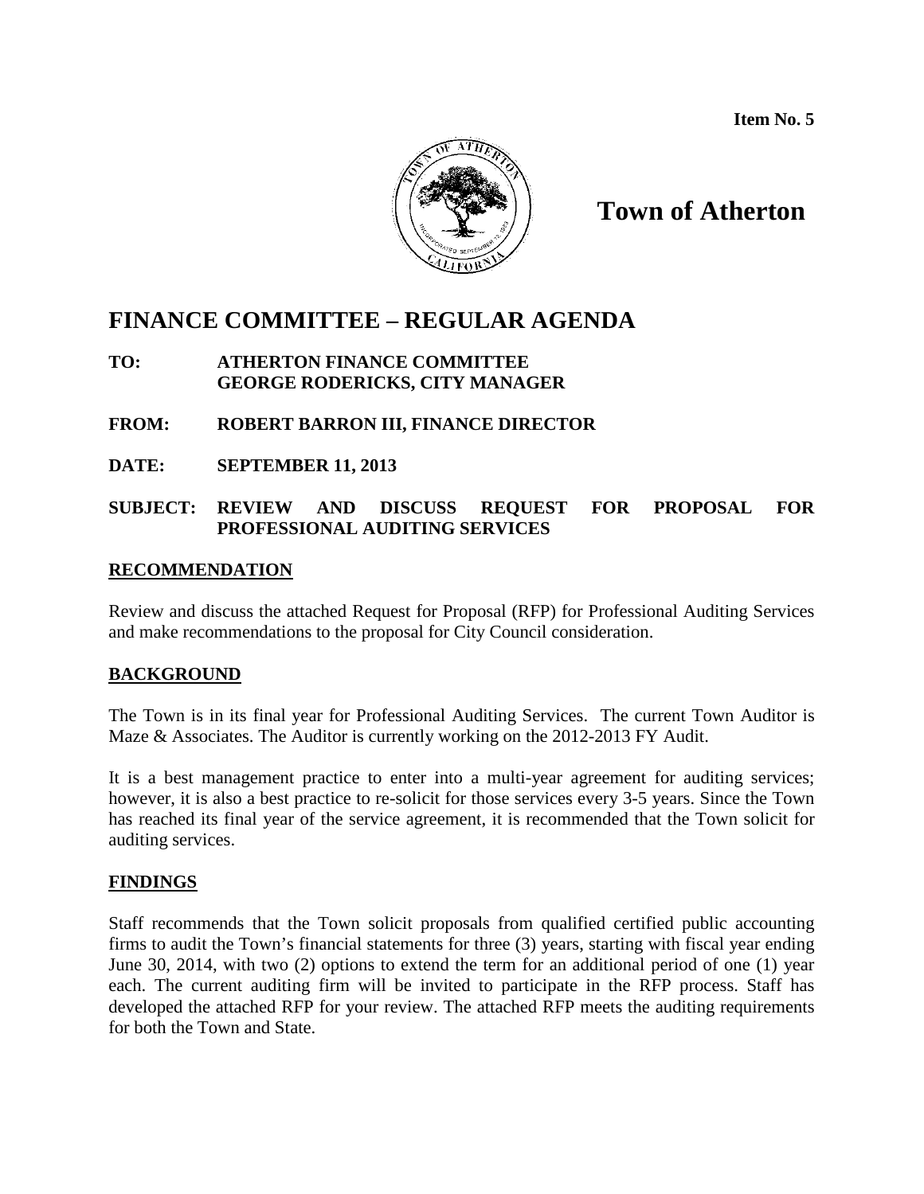**Item No. 5**

# Town of Atherton

## FINANCE COMMITTEE – REGULAR AGENDA

**TO:** **ATHERTON FINANCE COMMITTEE**
**GEORGE RODERICKS, CITY MANAGER**

**FROM:** **ROBERT BARRON III, FINANCE DIRECTOR**

**DATE:** **SEPTEMBER 11, 2013**

**SUBJECT:** **REVIEW AND DISCUSS REQUEST FOR PROPOSAL FOR PROFESSIONAL AUDITING SERVICES**

### RECOMMENDATION

Review and discuss the attached Request for Proposal (RFP) for Professional Auditing Services and make recommendations to the proposal for City Council consideration.

### BACKGROUND

The Town is in its final year for Professional Auditing Services. The current Town Auditor is Maze & Associates. The Auditor is currently working on the 2012-2013 FY Audit.

It is a best management practice to enter into a multi-year agreement for auditing services; however, it is also a best practice to re-solicit for those services every 3-5 years. Since the Town has reached its final year of the service agreement, it is recommended that the Town solicit for auditing services.

### FINDINGS

Staff recommends that the Town solicit proposals from qualified certified public accounting firms to audit the Town's financial statements for three (3) years, starting with fiscal year ending June 30, 2014, with two (2) options to extend the term for an additional period of one (1) year each. The current auditing firm will be invited to participate in the RFP process. Staff has developed the attached RFP for your review. The attached RFP meets the auditing requirements for both the Town and State.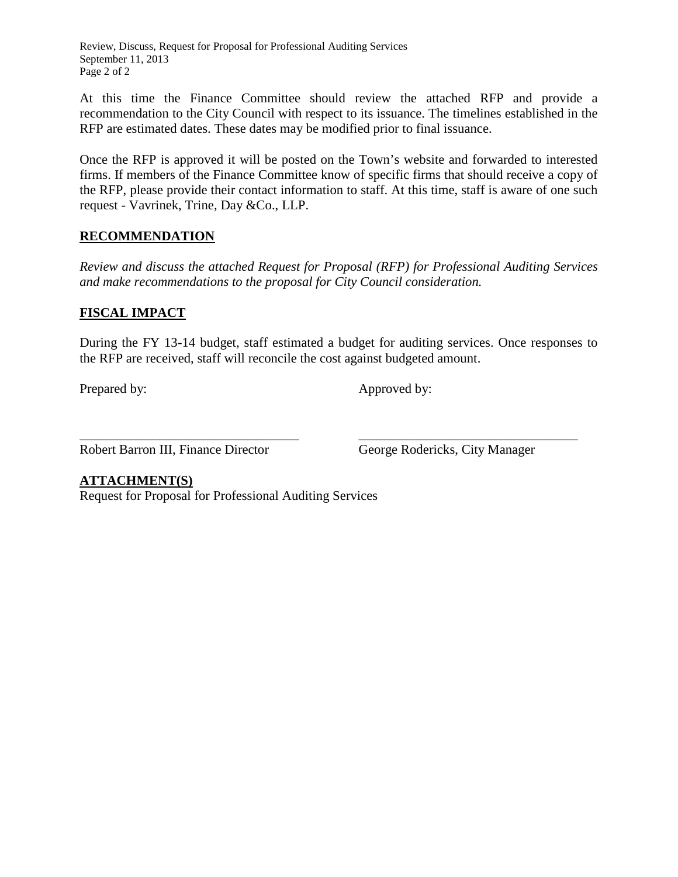At this time the Finance Committee should review the attached RFP and provide a recommendation to the City Council with respect to its issuance. The timelines established in the RFP are estimated dates. These dates may be modified prior to final issuance.

Once the RFP is approved it will be posted on the Town's website and forwarded to interested firms. If members of the Finance Committee know of specific firms that should receive a copy of the RFP, please provide their contact information to staff. At this time, staff is aware of one such request - Vavrinek, Trine, Day &Co., LLP.

## RECOMMENDATION

*Review and discuss the attached Request for Proposal (RFP) for Professional Auditing Services and make recommendations to the proposal for City Council consideration.*

## FISCAL IMPACT

During the FY 13-14 budget, staff estimated a budget for auditing services. Once responses to the RFP are received, staff will reconcile the cost against budgeted amount.

Prepared by:                                        Approved by:

\_\_\_\_\_\_\_\_\_\_\_\_\_\_\_\_\_\_\_\_\_\_\_\_\_\_\_\_\_\_\_\_\_        \_\_\_\_\_\_\_\_\_\_\_\_\_\_\_\_\_\_\_\_\_\_\_\_\_\_\_\_\_\_\_\_\_

Robert Barron III, Finance Director        George Rodericks, City Manager

## ATTACHMENT(S)

Request for Proposal for Professional Auditing Services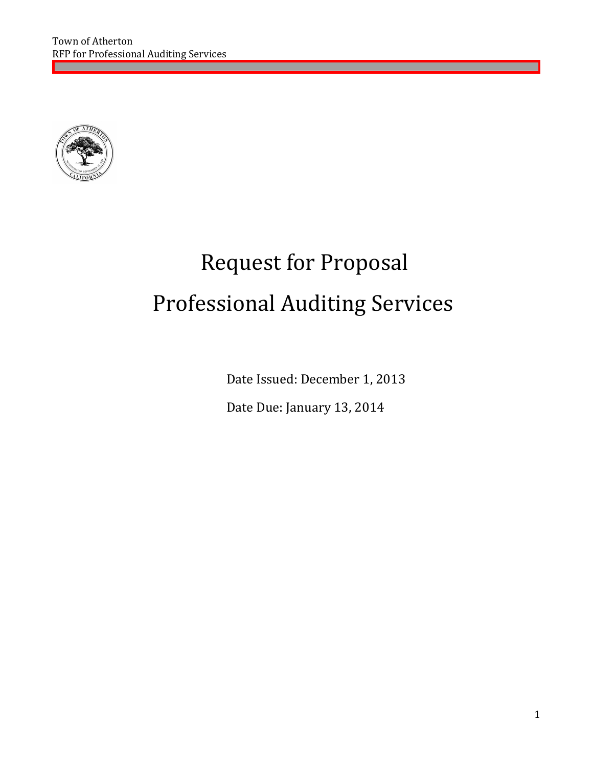# Request for Proposal

# Professional Auditing Services

Date Issued: December 1, 2013

Date Due: January 13, 2014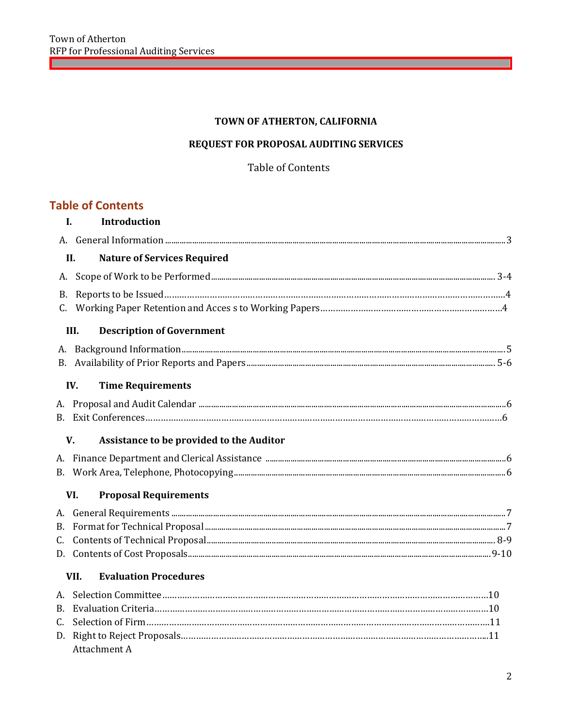**TOWN OF ATHERTON, CALIFORNIA**

**REQUEST FOR PROPOSAL AUDITING SERVICES**

Table of Contents

## Table of Contents

**I. Introduction**

A. General Information ........................................ 3

**II. Nature of Services Required**

A. Scope of Work to be Performed ........................................ 3-4

B. Reports to be Issued ........................................ 4

C. Working Paper Retention and Acces s to Working Papers ........................................ 4

**III. Description of Government**

A. Background Information ........................................ 5

B. Availability of Prior Reports and Papers ........................................ 5-6

**IV. Time Requirements**

A. Proposal and Audit Calendar ........................................ 6

B. Exit Conferences ........................................ 6

**V. Assistance to be provided to the Auditor**

A. Finance Department and Clerical Assistance ........................................ 6

B. Work Area, Telephone, Photocopying ........................................ 6

**VI. Proposal Requirements**

A. General Requirements ........................................ 7

B. Format for Technical Proposal ........................................ 7

C. Contents of Technical Proposal ........................................ 8-9

D. Contents of Cost Proposals ........................................ 9-10

**VII. Evaluation Procedures**

A. Selection Committee ........................................ 10

B. Evaluation Criteria ........................................ 10

C. Selection of Firm ........................................ 11

D. Right to Reject Proposals ........................................ 11

Attachment A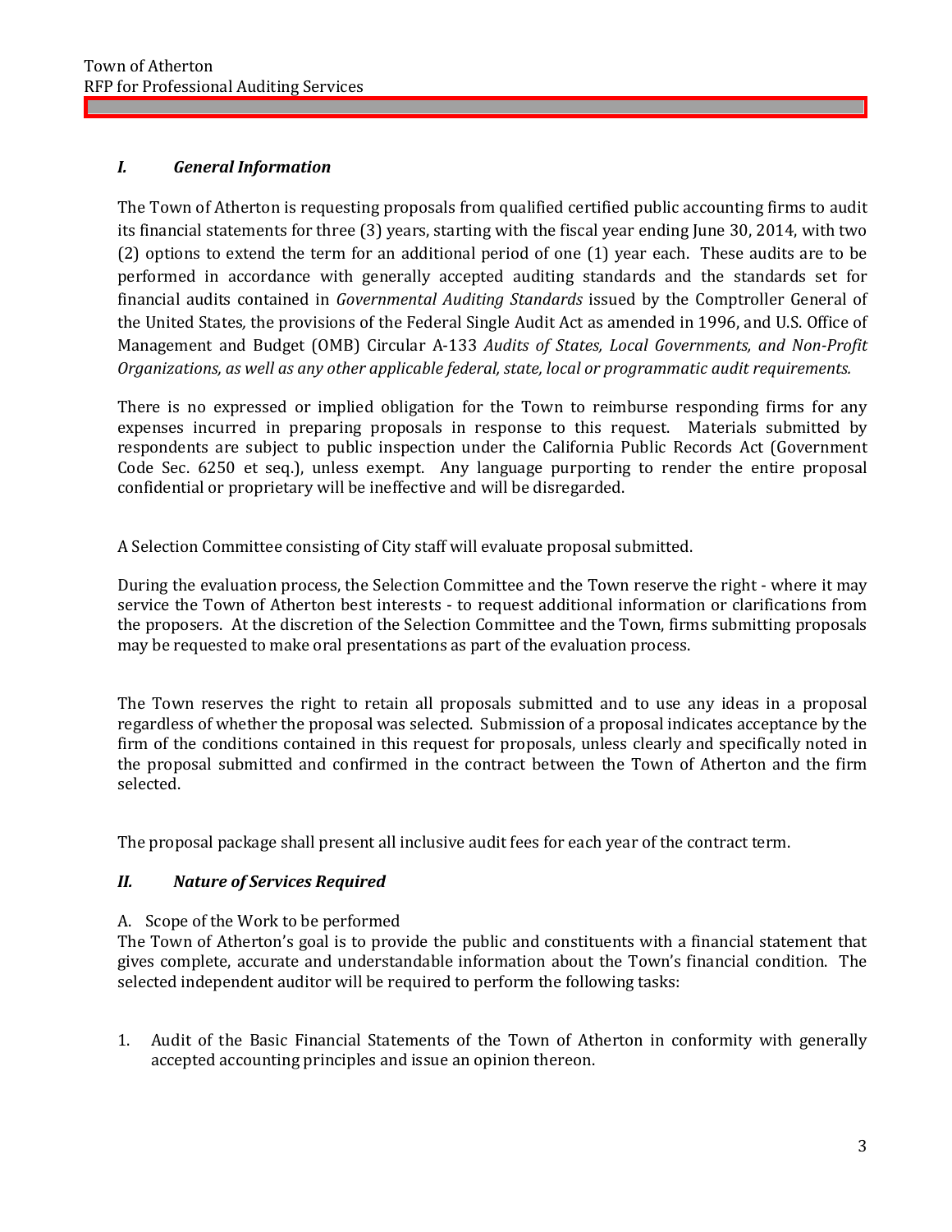## *I. General Information*

The Town of Atherton is requesting proposals from qualified certified public accounting firms to audit its financial statements for three (3) years, starting with the fiscal year ending June 30, 2014, with two (2) options to extend the term for an additional period of one (1) year each. These audits are to be performed in accordance with generally accepted auditing standards and the standards set for financial audits contained in *Governmental Auditing Standards* issued by the Comptroller General of the United States, the provisions of the Federal Single Audit Act as amended in 1996, and U.S. Office of Management and Budget (OMB) Circular A-133 *Audits of States, Local Governments, and Non-Profit Organizations, as well as any other applicable federal, state, local or programmatic audit requirements.*

There is no expressed or implied obligation for the Town to reimburse responding firms for any expenses incurred in preparing proposals in response to this request. Materials submitted by respondents are subject to public inspection under the California Public Records Act (Government Code Sec. 6250 et seq.), unless exempt. Any language purporting to render the entire proposal confidential or proprietary will be ineffective and will be disregarded.

A Selection Committee consisting of City staff will evaluate proposal submitted.

During the evaluation process, the Selection Committee and the Town reserve the right - where it may service the Town of Atherton best interests - to request additional information or clarifications from the proposers. At the discretion of the Selection Committee and the Town, firms submitting proposals may be requested to make oral presentations as part of the evaluation process.

The Town reserves the right to retain all proposals submitted and to use any ideas in a proposal regardless of whether the proposal was selected. Submission of a proposal indicates acceptance by the firm of the conditions contained in this request for proposals, unless clearly and specifically noted in the proposal submitted and confirmed in the contract between the Town of Atherton and the firm selected.

The proposal package shall present all inclusive audit fees for each year of the contract term.

## *II. Nature of Services Required*

A. Scope of the Work to be performed

The Town of Atherton's goal is to provide the public and constituents with a financial statement that gives complete, accurate and understandable information about the Town's financial condition. The selected independent auditor will be required to perform the following tasks:

1. Audit of the Basic Financial Statements of the Town of Atherton in conformity with generally accepted accounting principles and issue an opinion thereon.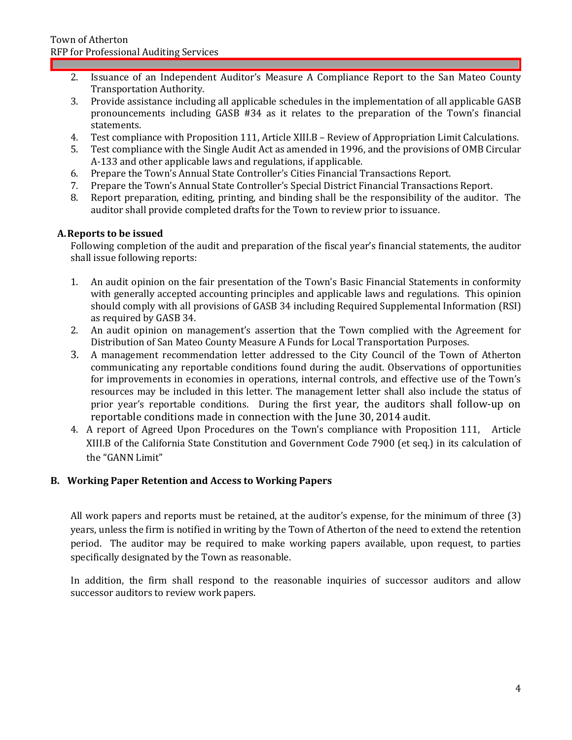2. Issuance of an Independent Auditor's Measure A Compliance Report to the San Mateo County Transportation Authority.
3. Provide assistance including all applicable schedules in the implementation of all applicable GASB pronouncements including GASB #34 as it relates to the preparation of the Town's financial statements.
4. Test compliance with Proposition 111, Article XIII.B – Review of Appropriation Limit Calculations.
5. Test compliance with the Single Audit Act as amended in 1996, and the provisions of OMB Circular A-133 and other applicable laws and regulations, if applicable.
6. Prepare the Town's Annual State Controller's Cities Financial Transactions Report.
7. Prepare the Town's Annual State Controller's Special District Financial Transactions Report.
8. Report preparation, editing, printing, and binding shall be the responsibility of the auditor. The auditor shall provide completed drafts for the Town to review prior to issuance.

### A. Reports to be issued

Following completion of the audit and preparation of the fiscal year's financial statements, the auditor shall issue following reports:

1. An audit opinion on the fair presentation of the Town's Basic Financial Statements in conformity with generally accepted accounting principles and applicable laws and regulations. This opinion should comply with all provisions of GASB 34 including Required Supplemental Information (RSI) as required by GASB 34.
2. An audit opinion on management's assertion that the Town complied with the Agreement for Distribution of San Mateo County Measure A Funds for Local Transportation Purposes.
3. A management recommendation letter addressed to the City Council of the Town of Atherton communicating any reportable conditions found during the audit. Observations of opportunities for improvements in economies in operations, internal controls, and effective use of the Town's resources may be included in this letter. The management letter shall also include the status of prior year's reportable conditions. During the first year, the auditors shall follow-up on reportable conditions made in connection with the June 30, 2014 audit.
4. A report of Agreed Upon Procedures on the Town's compliance with Proposition 111, Article XIII.B of the California State Constitution and Government Code 7900 (et seq.) in its calculation of the "GANN Limit"

### B. Working Paper Retention and Access to Working Papers

All work papers and reports must be retained, at the auditor's expense, for the minimum of three (3) years, unless the firm is notified in writing by the Town of Atherton of the need to extend the retention period. The auditor may be required to make working papers available, upon request, to parties specifically designated by the Town as reasonable.

In addition, the firm shall respond to the reasonable inquiries of successor auditors and allow successor auditors to review work papers.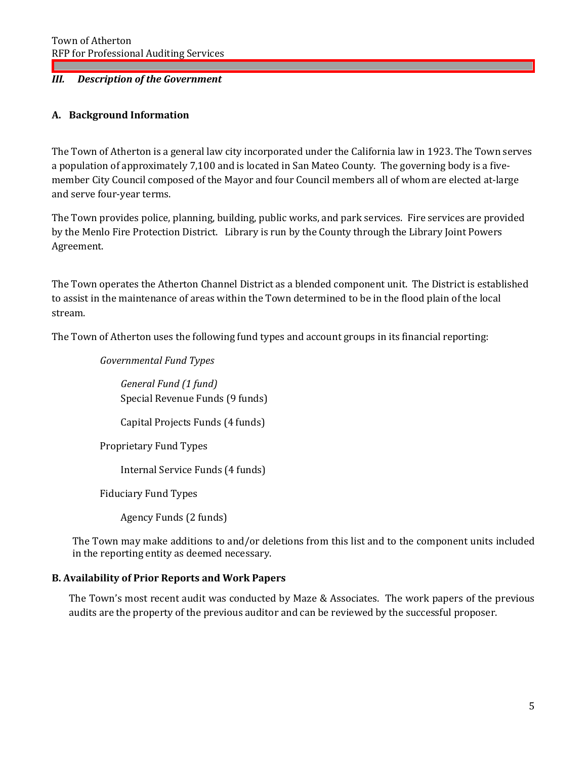## *III. Description of the Government*

### A. Background Information

The Town of Atherton is a general law city incorporated under the California law in 1923. The Town serves a population of approximately 7,100 and is located in San Mateo County. The governing body is a five-member City Council composed of the Mayor and four Council members all of whom are elected at-large and serve four-year terms.

The Town provides police, planning, building, public works, and park services. Fire services are provided by the Menlo Fire Protection District. Library is run by the County through the Library Joint Powers Agreement.

The Town operates the Atherton Channel District as a blended component unit. The District is established to assist in the maintenance of areas within the Town determined to be in the flood plain of the local stream.

The Town of Atherton uses the following fund types and account groups in its financial reporting:

*Governmental Fund Types*

- *General Fund (1 fund)*
- Special Revenue Funds (9 funds)
- Capital Projects Funds (4 funds)

Proprietary Fund Types

- Internal Service Funds (4 funds)

Fiduciary Fund Types

- Agency Funds (2 funds)

The Town may make additions to and/or deletions from this list and to the component units included in the reporting entity as deemed necessary.

### B. Availability of Prior Reports and Work Papers

The Town's most recent audit was conducted by Maze & Associates. The work papers of the previous audits are the property of the previous auditor and can be reviewed by the successful proposer.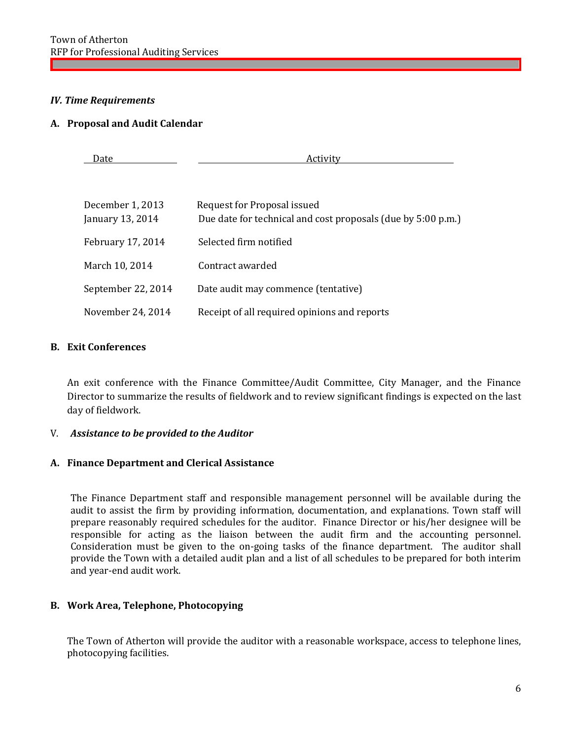### *IV. Time Requirements*

**A. Proposal and Audit Calendar**

| Date | Activity |
|---|---|
| December 1, 2013 | Request for Proposal issued |
| January 13, 2014 | Due date for technical and cost proposals (due by 5:00 p.m.) |
| February 17, 2014 | Selected firm notified |
| March 10, 2014 | Contract awarded |
| September 22, 2014 | Date audit may commence (tentative) |
| November 24, 2014 | Receipt of all required opinions and reports |

**B. Exit Conferences**

An exit conference with the Finance Committee/Audit Committee, City Manager, and the Finance Director to summarize the results of fieldwork and to review significant findings is expected on the last day of fieldwork.

### V. *Assistance to be provided to the Auditor*

**A. Finance Department and Clerical Assistance**

The Finance Department staff and responsible management personnel will be available during the audit to assist the firm by providing information, documentation, and explanations. Town staff will prepare reasonably required schedules for the auditor. Finance Director or his/her designee will be responsible for acting as the liaison between the audit firm and the accounting personnel. Consideration must be given to the on-going tasks of the finance department. The auditor shall provide the Town with a detailed audit plan and a list of all schedules to be prepared for both interim and year-end audit work.

**B. Work Area, Telephone, Photocopying**

The Town of Atherton will provide the auditor with a reasonable workspace, access to telephone lines, photocopying facilities.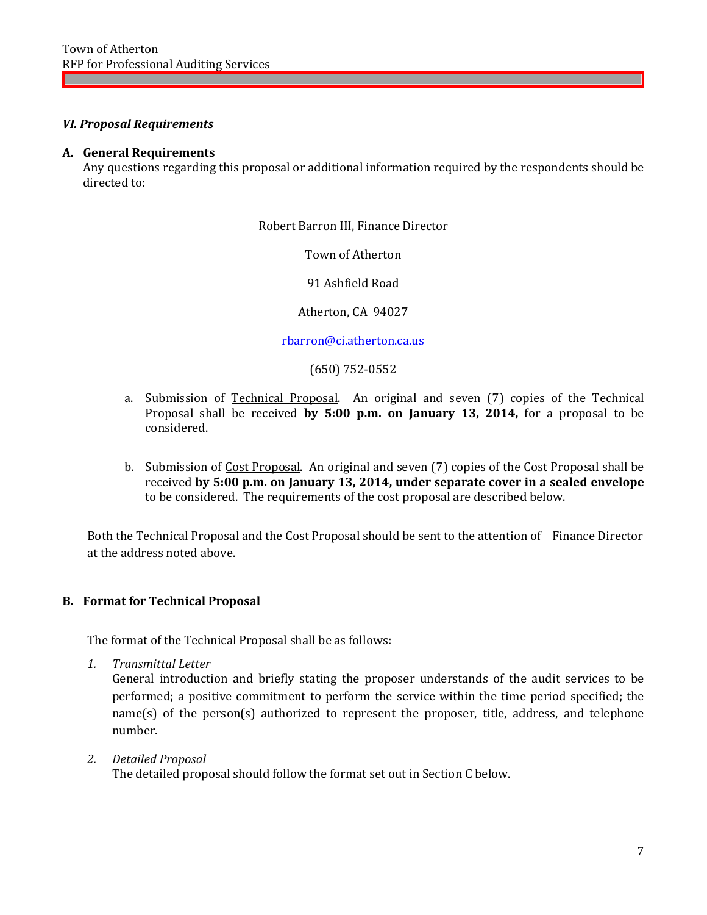### *VI. Proposal Requirements*

**A. General Requirements**

Any questions regarding this proposal or additional information required by the respondents should be directed to:

Robert Barron III, Finance Director

Town of Atherton

91 Ashfield Road

Atherton, CA 94027

rbarron@ci.atherton.ca.us

(650) 752-0552

a. Submission of Technical Proposal. An original and seven (7) copies of the Technical Proposal shall be received **by 5:00 p.m. on January 13, 2014,** for a proposal to be considered.

b. Submission of Cost Proposal. An original and seven (7) copies of the Cost Proposal shall be received **by 5:00 p.m. on January 13, 2014, under separate cover in a sealed envelope** to be considered. The requirements of the cost proposal are described below.

Both the Technical Proposal and the Cost Proposal should be sent to the attention of Finance Director at the address noted above.

**B. Format for Technical Proposal**

The format of the Technical Proposal shall be as follows:

1. *Transmittal Letter*
   General introduction and briefly stating the proposer understands of the audit services to be performed; a positive commitment to perform the service within the time period specified; the name(s) of the person(s) authorized to represent the proposer, title, address, and telephone number.

2. *Detailed Proposal*
   The detailed proposal should follow the format set out in Section C below.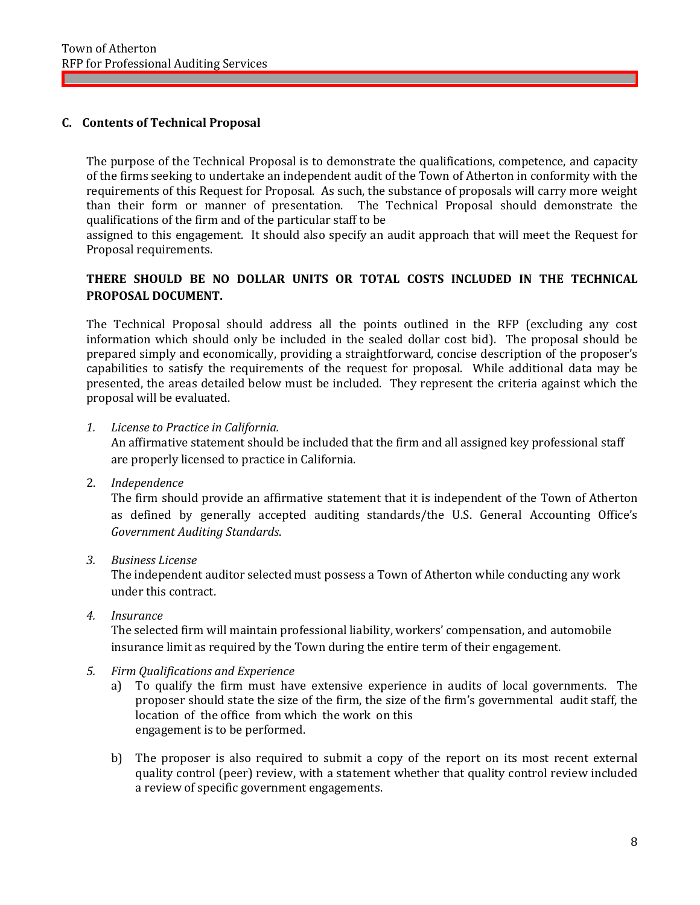### C. Contents of Technical Proposal

The purpose of the Technical Proposal is to demonstrate the qualifications, competence, and capacity of the firms seeking to undertake an independent audit of the Town of Atherton in conformity with the requirements of this Request for Proposal. As such, the substance of proposals will carry more weight than their form or manner of presentation. The Technical Proposal should demonstrate the qualifications of the firm and of the particular staff to be assigned to this engagement. It should also specify an audit approach that will meet the Request for Proposal requirements.

**THERE SHOULD BE NO DOLLAR UNITS OR TOTAL COSTS INCLUDED IN THE TECHNICAL PROPOSAL DOCUMENT.**

The Technical Proposal should address all the points outlined in the RFP (excluding any cost information which should only be included in the sealed dollar cost bid). The proposal should be prepared simply and economically, providing a straightforward, concise description of the proposer's capabilities to satisfy the requirements of the request for proposal. While additional data may be presented, the areas detailed below must be included. They represent the criteria against which the proposal will be evaluated.

1. *License to Practice in California.*
   An affirmative statement should be included that the firm and all assigned key professional staff are properly licensed to practice in California.

2. *Independence*
   The firm should provide an affirmative statement that it is independent of the Town of Atherton as defined by generally accepted auditing standards/the U.S. General Accounting Office's *Government Auditing Standards*.

3. *Business License*
   The independent auditor selected must possess a Town of Atherton while conducting any work under this contract.

4. *Insurance*
   The selected firm will maintain professional liability, workers' compensation, and automobile insurance limit as required by the Town during the entire term of their engagement.

5. *Firm Qualifications and Experience*
   a) To qualify the firm must have extensive experience in audits of local governments. The proposer should state the size of the firm, the size of the firm's governmental audit staff, the location of the office from which the work on this engagement is to be performed.

   b) The proposer is also required to submit a copy of the report on its most recent external quality control (peer) review, with a statement whether that quality control review included a review of specific government engagements.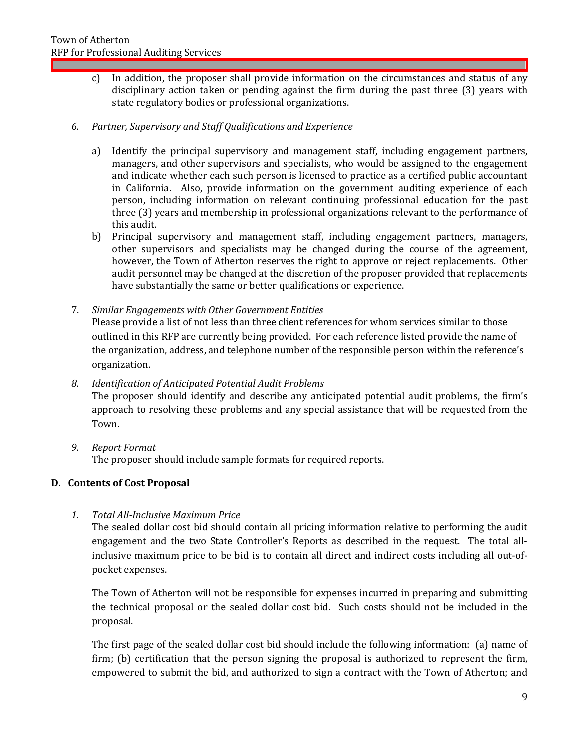c) In addition, the proposer shall provide information on the circumstances and status of any disciplinary action taken or pending against the firm during the past three (3) years with state regulatory bodies or professional organizations.

6. *Partner, Supervisory and Staff Qualifications and Experience*

   a) Identify the principal supervisory and management staff, including engagement partners, managers, and other supervisors and specialists, who would be assigned to the engagement and indicate whether each such person is licensed to practice as a certified public accountant in California. Also, provide information on the government auditing experience of each person, including information on relevant continuing professional education for the past three (3) years and membership in professional organizations relevant to the performance of this audit.

   b) Principal supervisory and management staff, including engagement partners, managers, other supervisors and specialists may be changed during the course of the agreement, however, the Town of Atherton reserves the right to approve or reject replacements. Other audit personnel may be changed at the discretion of the proposer provided that replacements have substantially the same or better qualifications or experience.

7. *Similar Engagements with Other Government Entities*

   Please provide a list of not less than three client references for whom services similar to those outlined in this RFP are currently being provided. For each reference listed provide the name of the organization, address, and telephone number of the responsible person within the reference's organization.

8. *Identification of Anticipated Potential Audit Problems*

   The proposer should identify and describe any anticipated potential audit problems, the firm's approach to resolving these problems and any special assistance that will be requested from the Town.

9. *Report Format*

   The proposer should include sample formats for required reports.

## D. Contents of Cost Proposal

1. *Total All-Inclusive Maximum Price*

   The sealed dollar cost bid should contain all pricing information relative to performing the audit engagement and the two State Controller's Reports as described in the request. The total all-inclusive maximum price to be bid is to contain all direct and indirect costs including all out-of-pocket expenses.

   The Town of Atherton will not be responsible for expenses incurred in preparing and submitting the technical proposal or the sealed dollar cost bid. Such costs should not be included in the proposal.

   The first page of the sealed dollar cost bid should include the following information: (a) name of firm; (b) certification that the person signing the proposal is authorized to represent the firm, empowered to submit the bid, and authorized to sign a contract with the Town of Atherton; and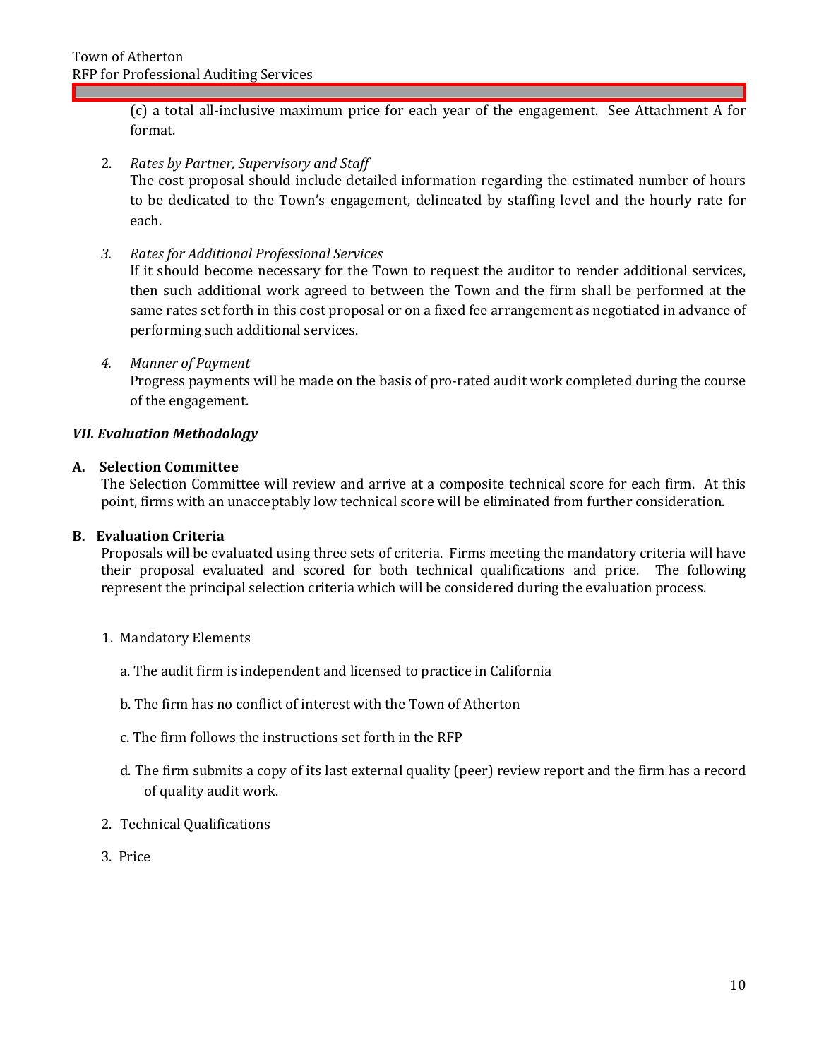(c) a total all-inclusive maximum price for each year of the engagement. See Attachment A for format.

2. *Rates by Partner, Supervisory and Staff*
   The cost proposal should include detailed information regarding the estimated number of hours to be dedicated to the Town's engagement, delineated by staffing level and the hourly rate for each.

3. *Rates for Additional Professional Services*
   If it should become necessary for the Town to request the auditor to render additional services, then such additional work agreed to between the Town and the firm shall be performed at the same rates set forth in this cost proposal or on a fixed fee arrangement as negotiated in advance of performing such additional services.

4. *Manner of Payment*
   Progress payments will be made on the basis of pro-rated audit work completed during the course of the engagement.

### *VII. Evaluation Methodology*

**A. Selection Committee**

The Selection Committee will review and arrive at a composite technical score for each firm. At this point, firms with an unacceptably low technical score will be eliminated from further consideration.

**B. Evaluation Criteria**

Proposals will be evaluated using three sets of criteria. Firms meeting the mandatory criteria will have their proposal evaluated and scored for both technical qualifications and price. The following represent the principal selection criteria which will be considered during the evaluation process.

1. Mandatory Elements

   a. The audit firm is independent and licensed to practice in California

   b. The firm has no conflict of interest with the Town of Atherton

   c. The firm follows the instructions set forth in the RFP

   d. The firm submits a copy of its last external quality (peer) review report and the firm has a record of quality audit work.

2. Technical Qualifications

3. Price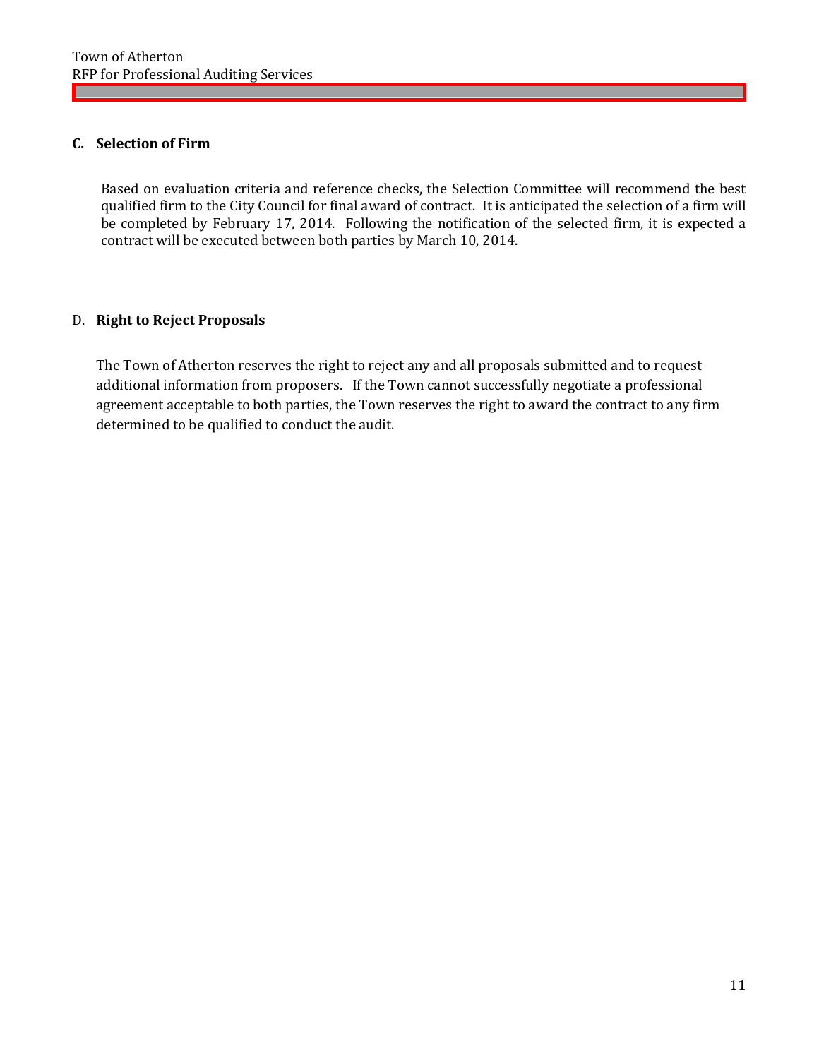### C. Selection of Firm

Based on evaluation criteria and reference checks, the Selection Committee will recommend the best qualified firm to the City Council for final award of contract. It is anticipated the selection of a firm will be completed by February 17, 2014. Following the notification of the selected firm, it is expected a contract will be executed between both parties by March 10, 2014.

### D. Right to Reject Proposals

The Town of Atherton reserves the right to reject any and all proposals submitted and to request additional information from proposers. If the Town cannot successfully negotiate a professional agreement acceptable to both parties, the Town reserves the right to award the contract to any firm determined to be qualified to conduct the audit.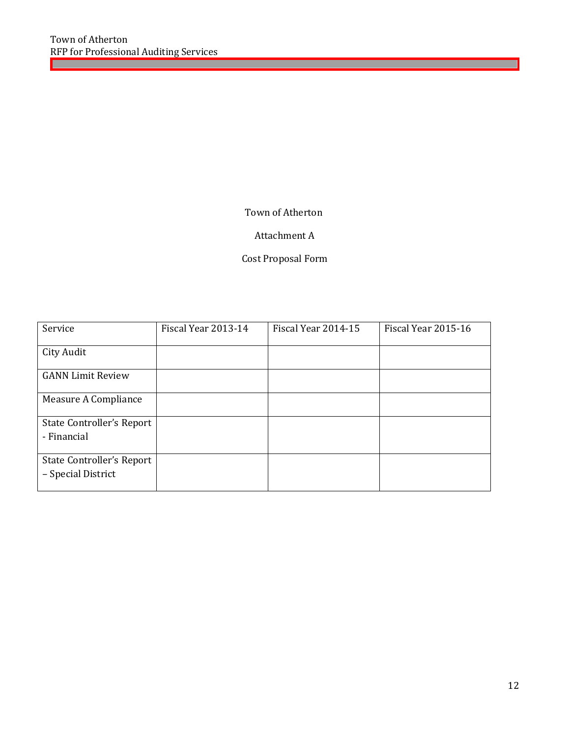Town of Atherton

Attachment A

Cost Proposal Form

| Service | Fiscal Year 2013-14 | Fiscal Year 2014-15 | Fiscal Year 2015-16 |
|---|---|---|---|
| City Audit | | | |
| GANN Limit Review | | | |
| Measure A Compliance | | | |
| State Controller's Report - Financial | | | |
| State Controller's Report – Special District | | | |